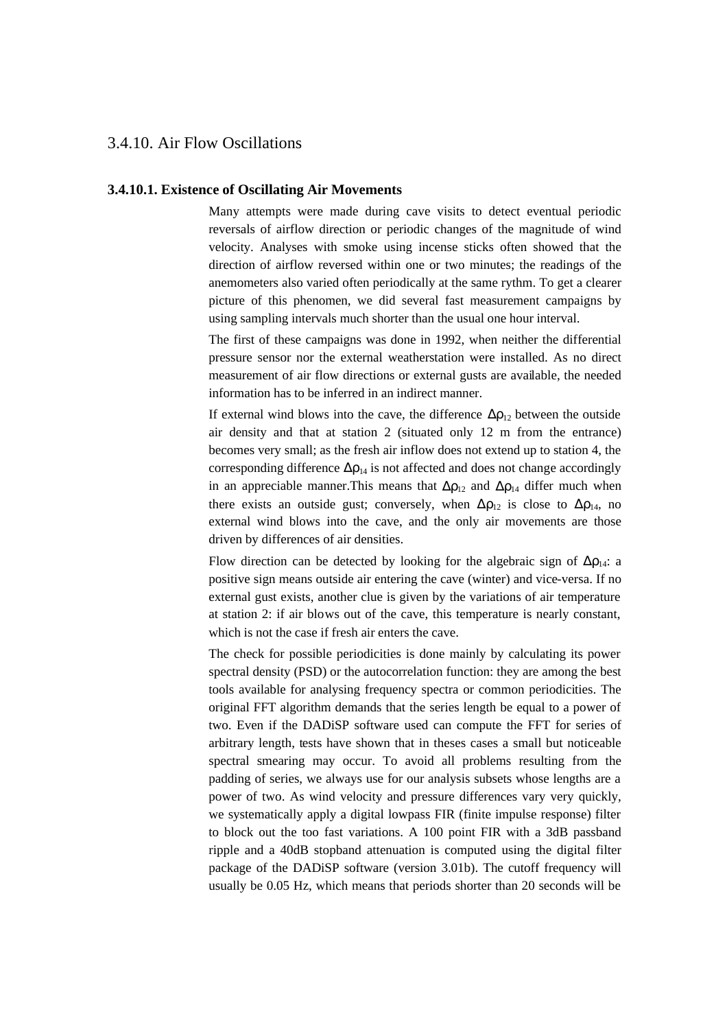## 3.4.10. Air Flow Oscillations

### 3.4.10.1. Existence of Oscillating Air Movements

Many attempts were made during cave visits to detect eventual periodic reversals of airflow direction or periodic changes of the magnitude of wind velocity. Analyses with smoke using incense sticks often showed that the direction of airflow reversed within one or two minutes; the readings of the anemometers also varied often periodically at the same rythm. To get a clearer picture of this phenomen, we did several fast measurement campaigns by using sampling intervals much shorter than the usual one hour interval.

The first of these campaigns was done in 1992, when neither the differential pressure sensor nor the external weatherstation were installed. As no direct measurement of air flow directions or external gusts are available, the needed information has to be inferred in an indirect manner.

If external wind blows into the cave, the difference $\Delta\rho_{12}$ between the outside air density and that at station 2 (situated only 12 m from the entrance) becomes very small; as the fresh air inflow does not extend up to station 4, the corresponding difference $\Delta\rho_{14}$ is not affected and does not change accordingly in an appreciable manner.This means that $\Delta\rho_{12}$ and $\Delta\rho_{14}$ differ much when there exists an outside gust; conversely, when $\Delta\rho_{12}$ is close to $\Delta\rho_{14}$, no external wind blows into the cave, and the only air movements are those driven by differences of air densities.

Flow direction can be detected by looking for the algebraic sign of $\Delta\rho_{14}$: a positive sign means outside air entering the cave (winter) and vice-versa. If no external gust exists, another clue is given by the variations of air temperature at station 2: if air blows out of the cave, this temperature is nearly constant, which is not the case if fresh air enters the cave.

The check for possible periodicities is done mainly by calculating its power spectral density (PSD) or the autocorrelation function: they are among the best tools available for analysing frequency spectra or common periodicities. The original FFT algorithm demands that the series length be equal to a power of two. Even if the DADiSP software used can compute the FFT for series of arbitrary length, tests have shown that in theses cases a small but noticeable spectral smearing may occur. To avoid all problems resulting from the padding of series, we always use for our analysis subsets whose lengths are a power of two. As wind velocity and pressure differences vary very quickly, we systematically apply a digital lowpass FIR (finite impulse response) filter to block out the too fast variations. A 100 point FIR with a 3dB passband ripple and a 40dB stopband attenuation is computed using the digital filter package of the DADiSP software (version 3.01b). The cutoff frequency will usually be 0.05 Hz, which means that periods shorter than 20 seconds will be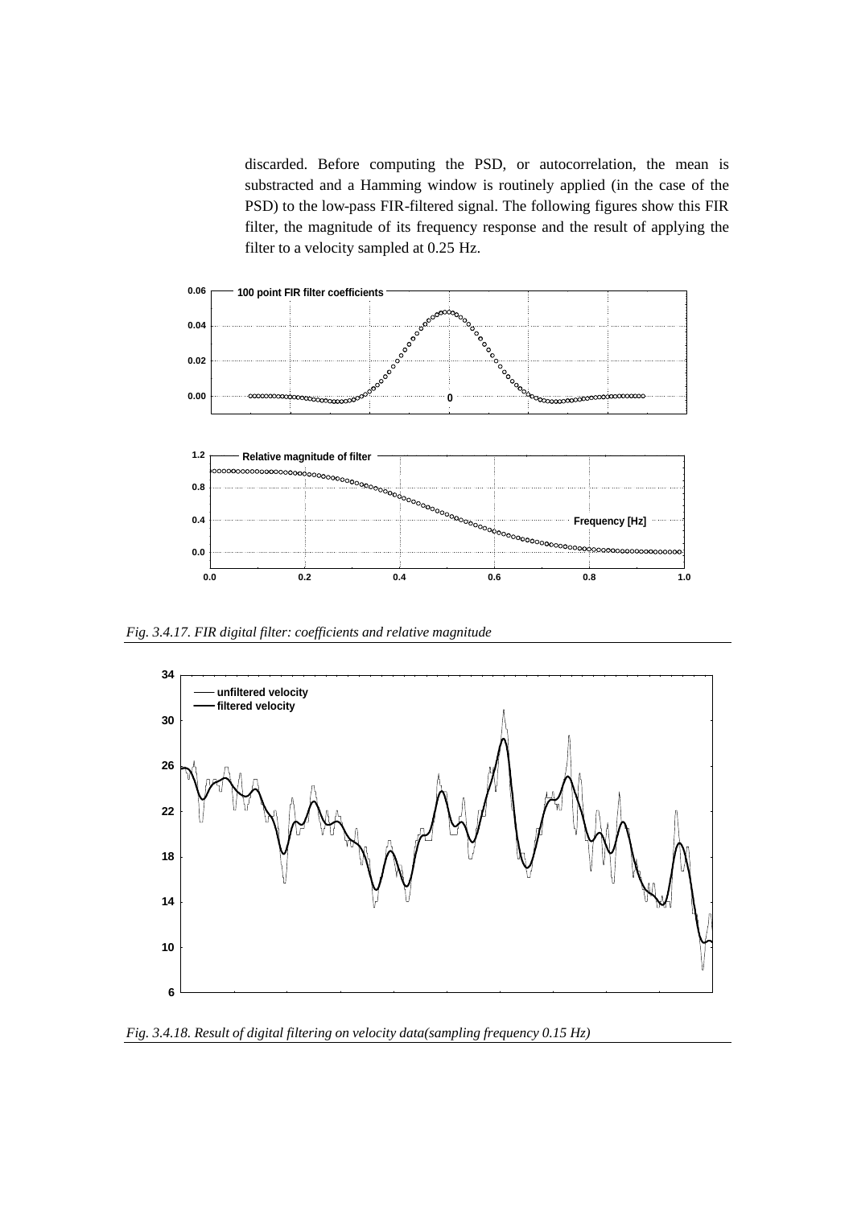discarded. Before computing the PSD, or autocorrelation, the mean is substracted and a Hamming window is routinely applied (in the case of the PSD) to the low-pass FIR-filtered signal. The following figures show this FIR filter, the magnitude of its frequency response and the result of applying the filter to a velocity sampled at 0.25 Hz.

*Fig. 3.4.17. FIR digital filter: coefficients and relative magnitude*

*Fig. 3.4.18. Result of digital filtering on velocity data(sampling frequency 0.15 Hz)*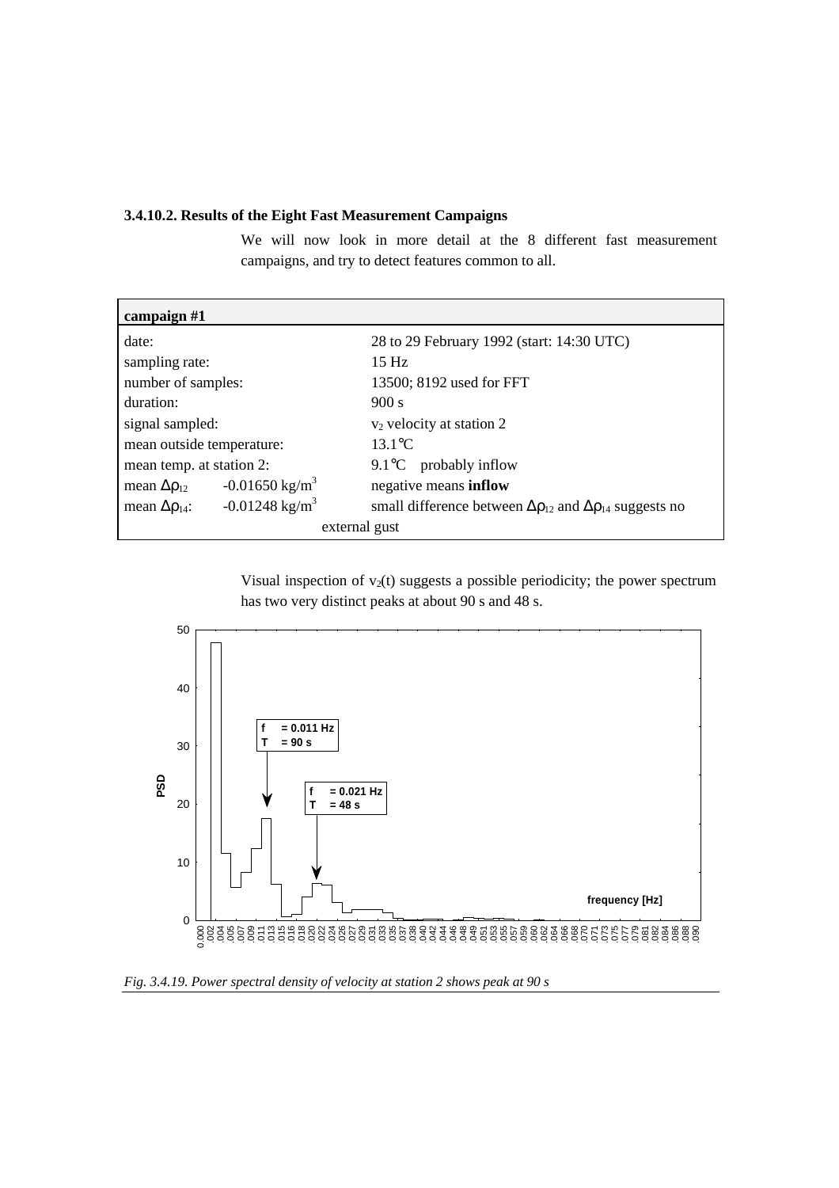### 3.4.10.2. Results of the Eight Fast Measurement Campaigns

We will now look in more detail at the 8 different fast measurement campaigns, and try to detect features common to all.

| **campaign #1** | | |
|---|---|---|
| date: | | 28 to 29 February 1992 (start: 14:30 UTC) |
| sampling rate: | | 15 Hz |
| number of samples: | | 13500; 8192 used for FFT |
| duration: | | 900 s |
| signal sampled: | | $v_2$ velocity at station 2 |
| mean outside temperature: | | 13.1°C |
| mean temp. at station 2: | | 9.1°C probably inflow |
| mean $\Delta\rho_{12}$ | -0.01650 kg/m$^3$ | negative means **inflow** |
| mean $\Delta\rho_{14}$: | -0.01248 kg/m$^3$ | small difference between $\Delta\rho_{12}$ and $\Delta\rho_{14}$ suggests no external gust |

Visual inspection of $v_2(t)$ suggests a possible periodicity; the power spectrum has two very distinct peaks at about 90 s and 48 s.

PSD

50
40
30
20
10
0

f = 0.011 Hz
T = 90 s

f = 0.021 Hz
T = 48 s

frequency [Hz]

0.000 .002 .004 .005 .007 .009 .011 .013 .015 .016 .018 .020 .022 .024 .026 .027 .029 .031 .033 .035 .037 .038 .040 .042 .044 .046 .048 .049 .051 .053 .055 .057 .059 .060 .062 .064 .066 .068 .070 .071 .073 .075 .077 .079 .081 .082 .084 .086 .088 .090

*Fig. 3.4.19. Power spectral density of velocity at station 2 shows peak at 90 s*